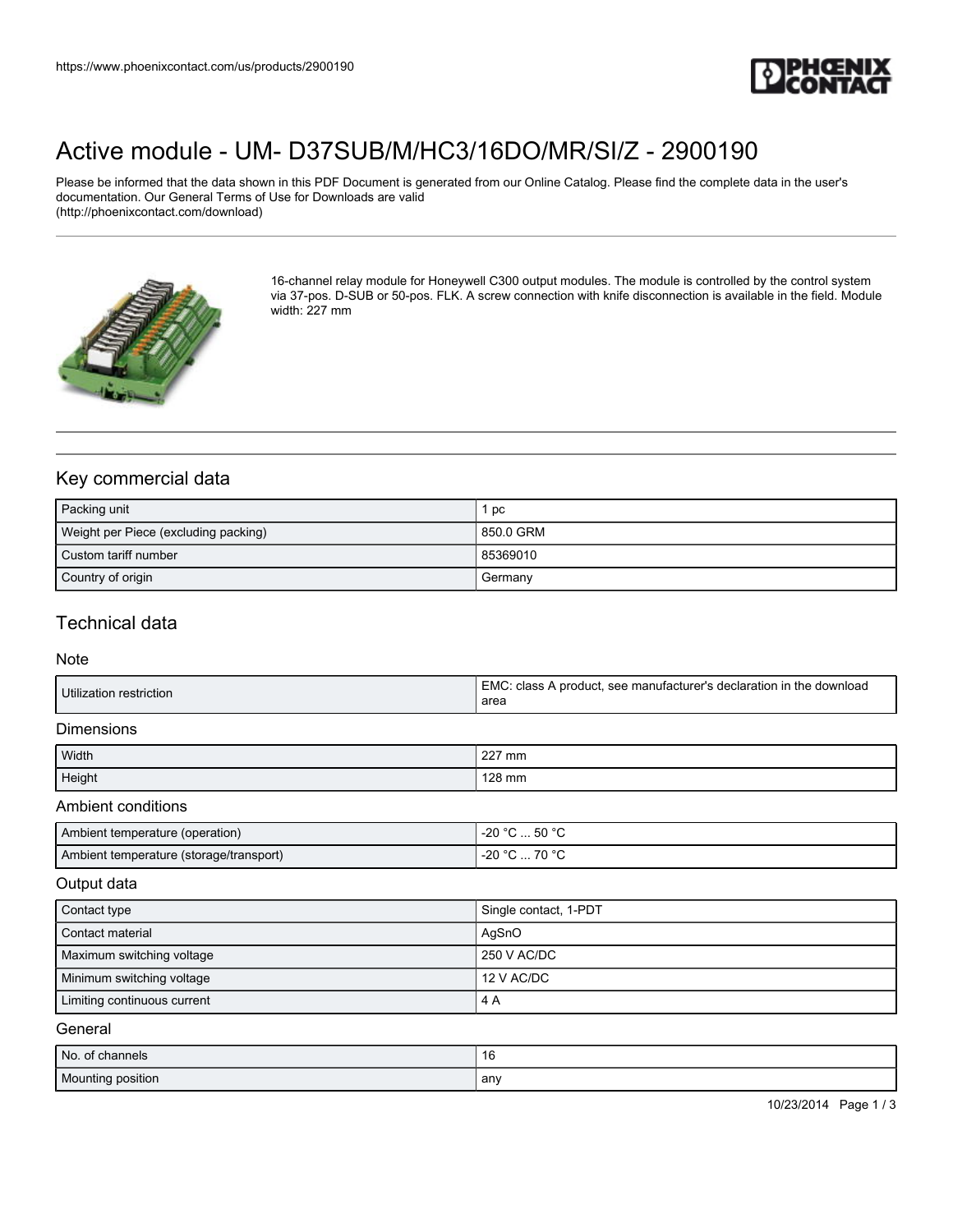# Active module - UM- D37SUB/M/HC3/16DO/MR/SI/Z - 2900190

Please be informed that the data shown in this PDF Document is generated from our Online Catalog. Please find the complete data in the user's documentation. Our General Terms of Use for Downloads are valid (http://phoenixcontact.com/download)

16-channel relay module for Honeywell C300 output modules. The module is controlled by the control system via 37-pos. D-SUB or 50-pos. FLK. A screw connection with knife disconnection is available in the field. Module width: 227 mm

## Key commercial data

| | |
|---|---|
| Packing unit | 1 pc |
| Weight per Piece (excluding packing) | 850.0 GRM |
| Custom tariff number | 85369010 |
| Country of origin | Germany |

## Technical data

### Note

| | |
|---|---|
| Utilization restriction | EMC: class A product, see manufacturer's declaration in the download area |

### Dimensions

| | |
|---|---|
| Width | 227 mm |
| Height | 128 mm |

### Ambient conditions

| | |
|---|---|
| Ambient temperature (operation) | -20 °C ... 50 °C |
| Ambient temperature (storage/transport) | -20 °C ... 70 °C |

### Output data

| | |
|---|---|
| Contact type | Single contact, 1-PDT |
| Contact material | AgSnO |
| Maximum switching voltage | 250 V AC/DC |
| Minimum switching voltage | 12 V AC/DC |
| Limiting continuous current | 4 A |

### General

| | |
|---|---|
| No. of channels | 16 |
| Mounting position | any |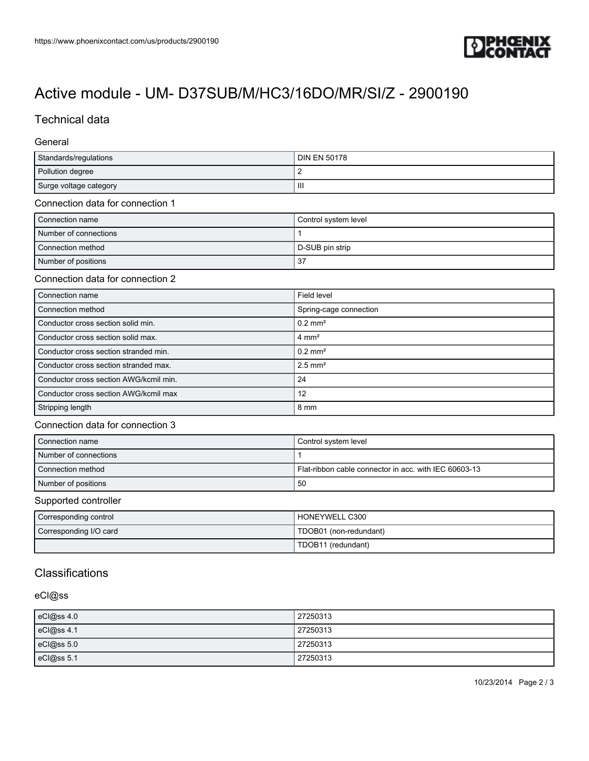# Active module - UM- D37SUB/M/HC3/16DO/MR/SI/Z - 2900190

## Technical data

### General

| | |
|---|---|
| Standards/regulations | DIN EN 50178 |
| Pollution degree | 2 |
| Surge voltage category | III |

### Connection data for connection 1

| | |
|---|---|
| Connection name | Control system level |
| Number of connections | 1 |
| Connection method | D-SUB pin strip |
| Number of positions | 37 |

### Connection data for connection 2

| | |
|---|---|
| Connection name | Field level |
| Connection method | Spring-cage connection |
| Conductor cross section solid min. | 0.2 mm² |
| Conductor cross section solid max. | 4 mm² |
| Conductor cross section stranded min. | 0.2 mm² |
| Conductor cross section stranded max. | 2.5 mm² |
| Conductor cross section AWG/kcmil min. | 24 |
| Conductor cross section AWG/kcmil max | 12 |
| Stripping length | 8 mm |

### Connection data for connection 3

| | |
|---|---|
| Connection name | Control system level |
| Number of connections | 1 |
| Connection method | Flat-ribbon cable connector in acc. with IEC 60603-13 |
| Number of positions | 50 |

### Supported controller

| | |
|---|---|
| Corresponding control | HONEYWELL C300 |
| Corresponding I/O card | TDOB01 (non-redundant) |
| | TDOB11 (redundant) |

## Classifications

### eCl@ss

| | |
|---|---|
| eCl@ss 4.0 | 27250313 |
| eCl@ss 4.1 | 27250313 |
| eCl@ss 5.0 | 27250313 |
| eCl@ss 5.1 | 27250313 |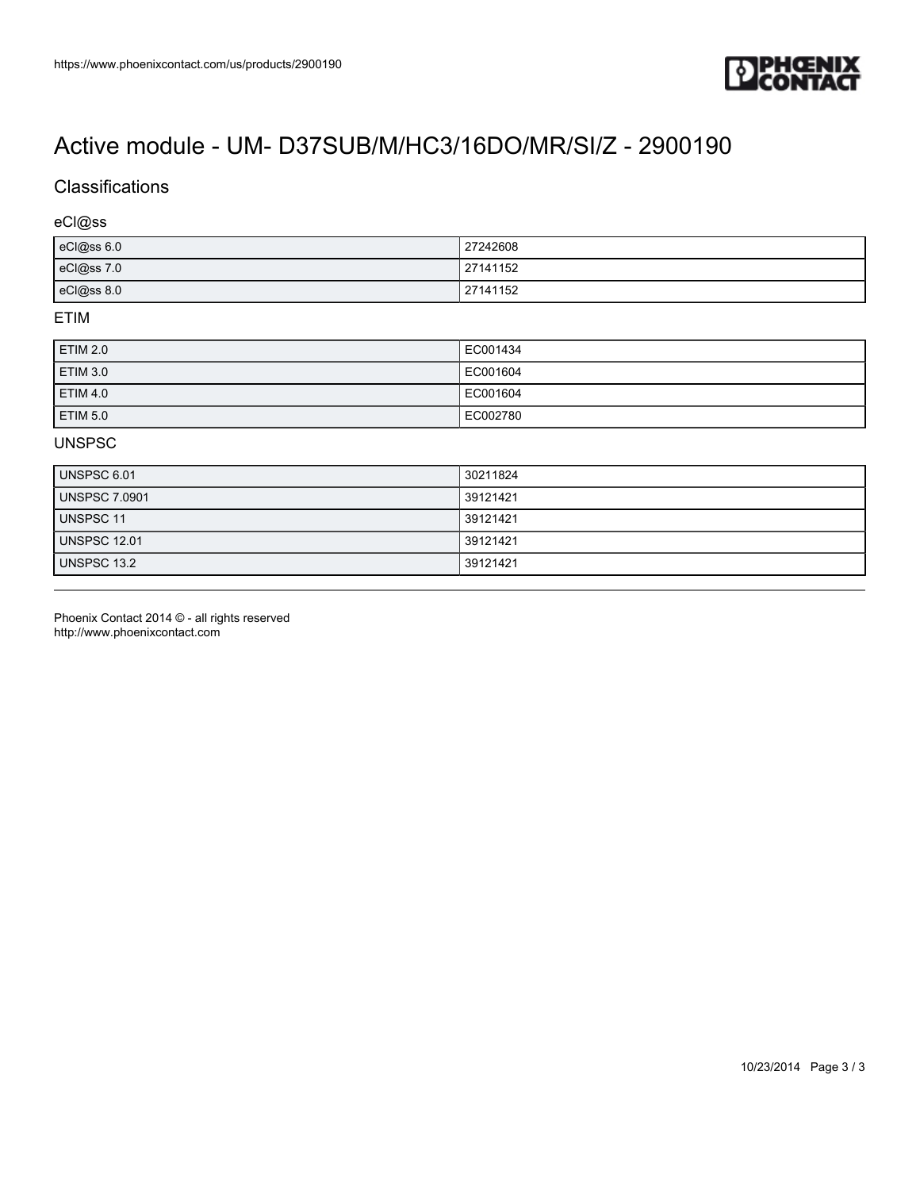# Active module - UM- D37SUB/M/HC3/16DO/MR/SI/Z - 2900190

## Classifications

### eCl@ss

| | |
|---|---|
| eCl@ss 6.0 | 27242608 |
| eCl@ss 7.0 | 27141152 |
| eCl@ss 8.0 | 27141152 |

### ETIM

| | |
|---|---|
| ETIM 2.0 | EC001434 |
| ETIM 3.0 | EC001604 |
| ETIM 4.0 | EC001604 |
| ETIM 5.0 | EC002780 |

### UNSPSC

| | |
|---|---|
| UNSPSC 6.01 | 30211824 |
| UNSPSC 7.0901 | 39121421 |
| UNSPSC 11 | 39121421 |
| UNSPSC 12.01 | 39121421 |
| UNSPSC 13.2 | 39121421 |

---

Phoenix Contact 2014 © - all rights reserved
http://www.phoenixcontact.com